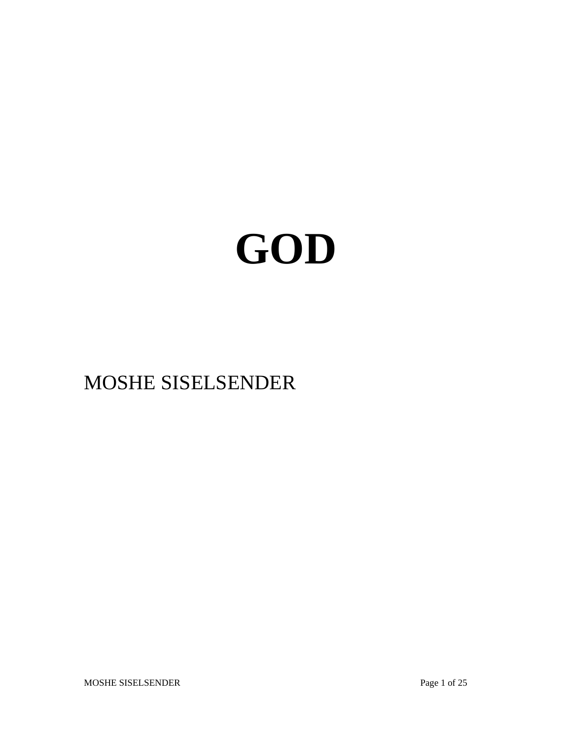# GOD

MOSHE SISELSENDER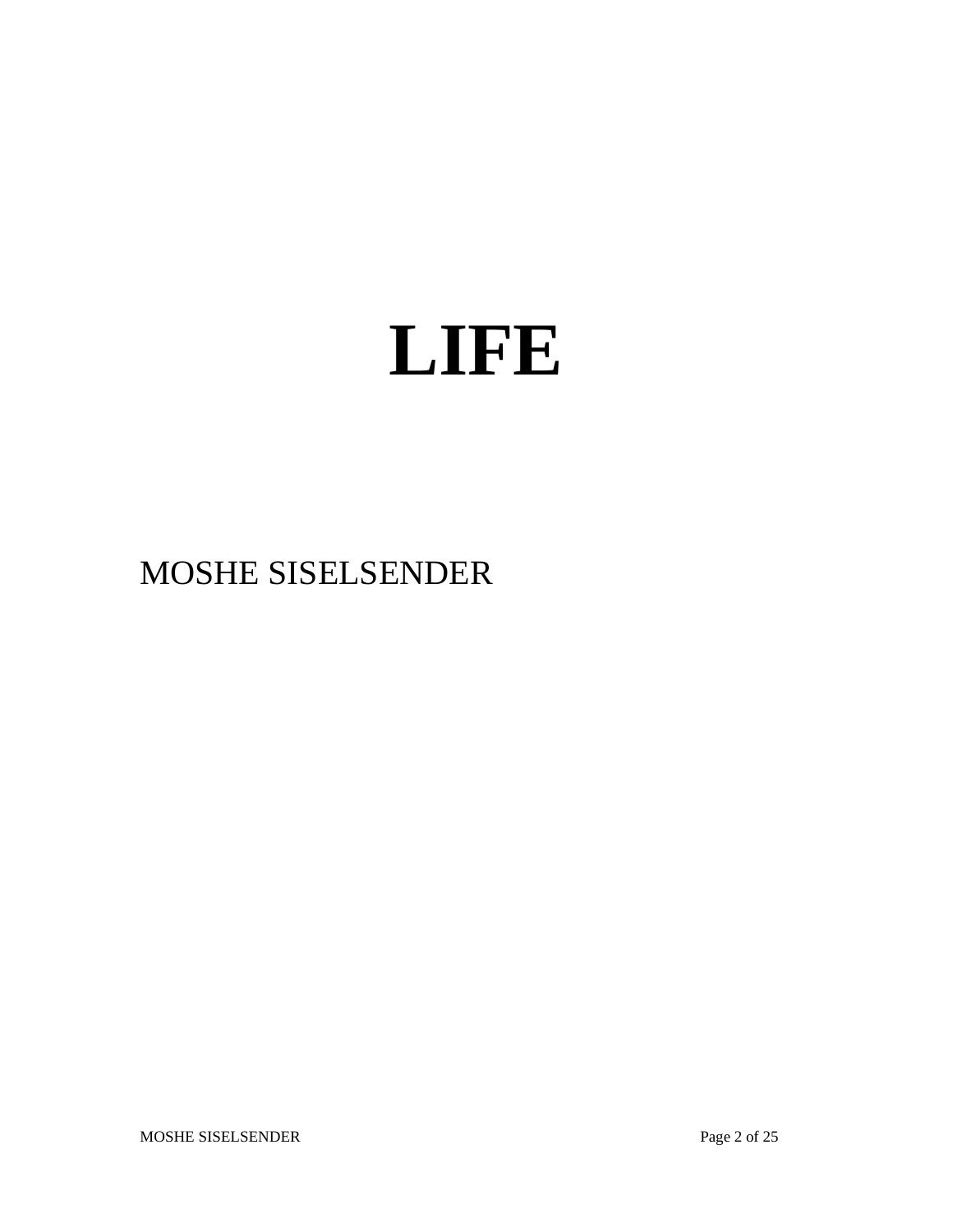# LIFE

MOSHE SISELSENDER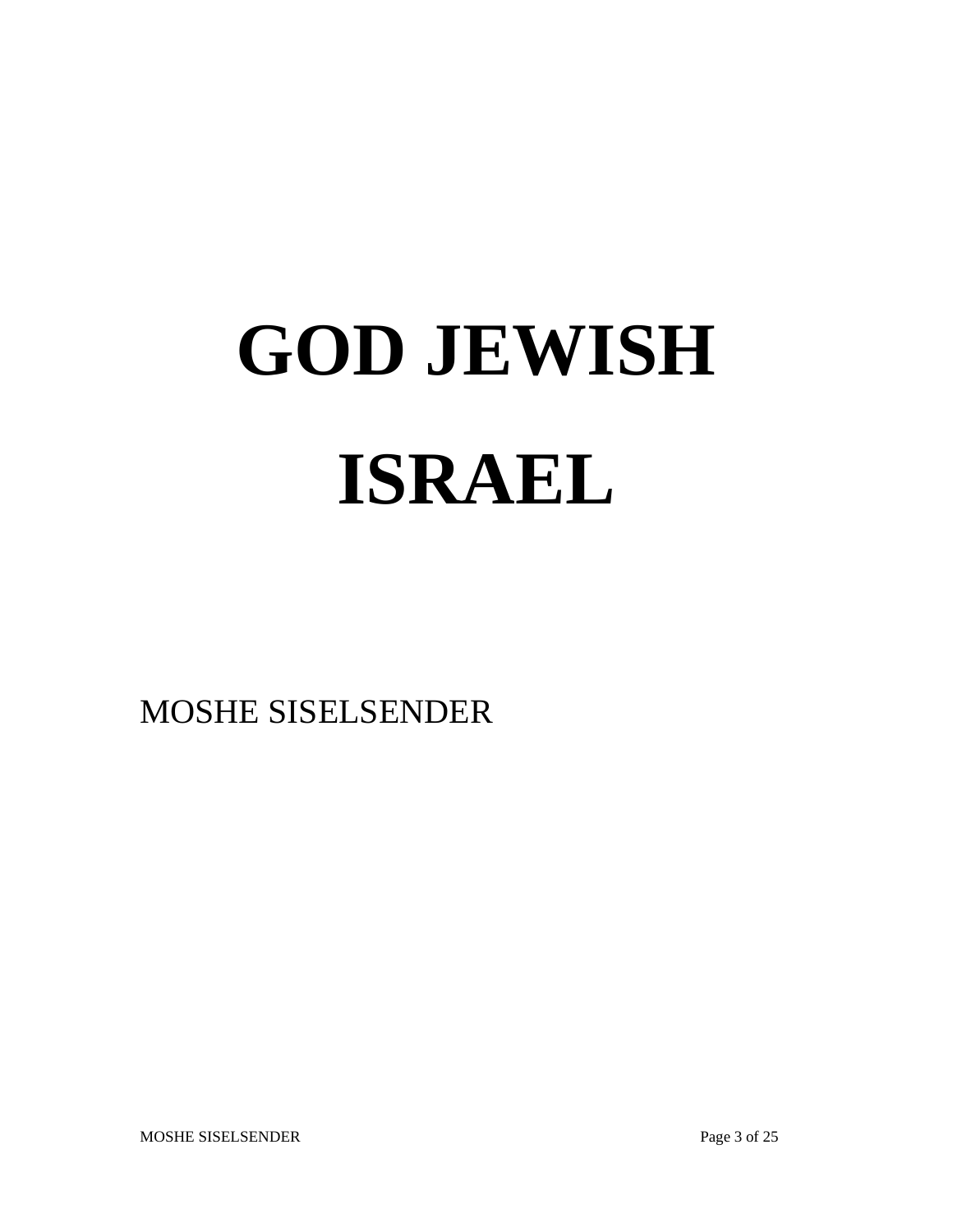# GOD JEWISH ISRAEL

MOSHE SISELSENDER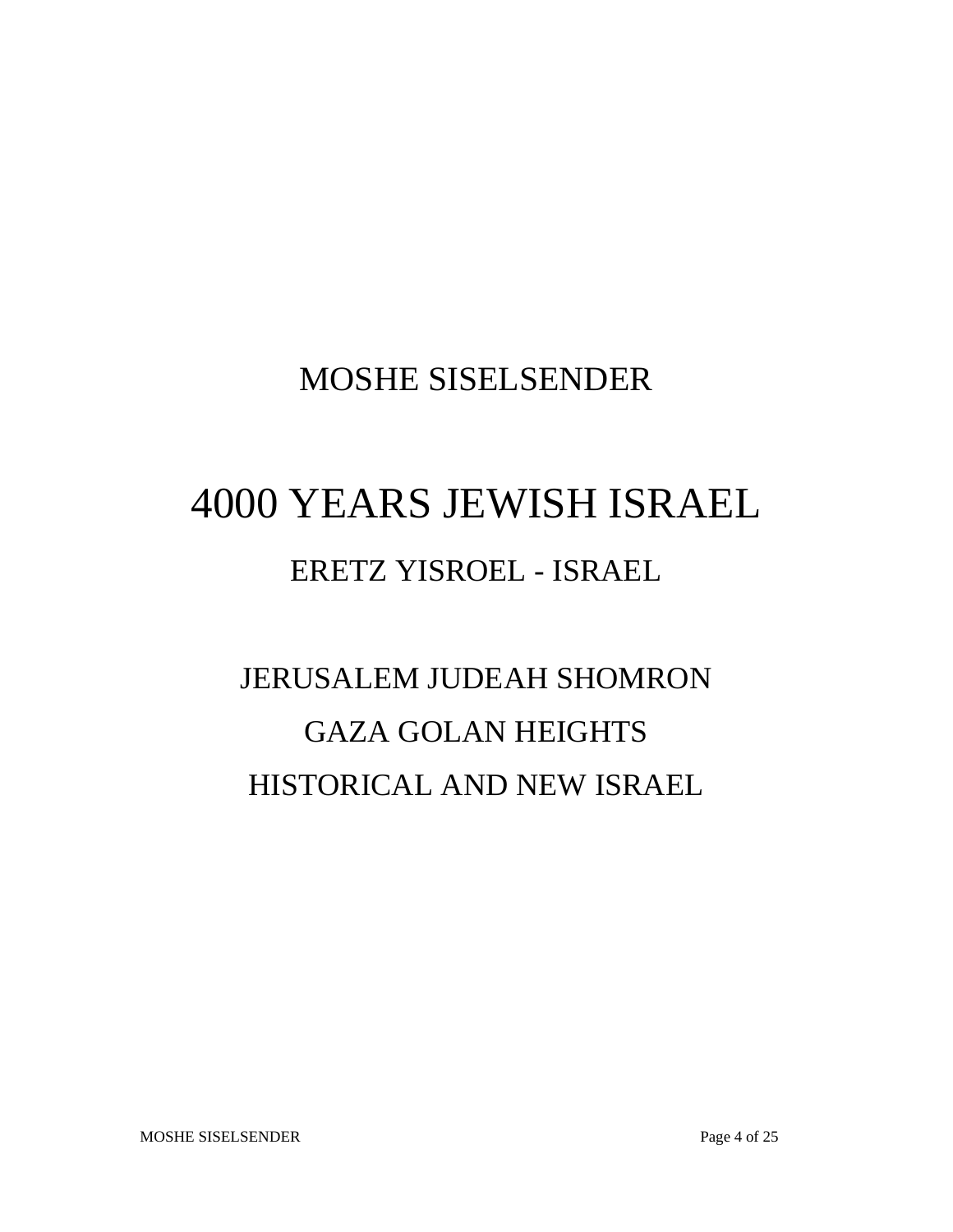MOSHE SISELSENDER

# 4000 YEARS JEWISH ISRAEL

## ERETZ YISROEL - ISRAEL

## JERUSALEM JUDEAH SHOMRON
## GAZA GOLAN HEIGHTS
## HISTORICAL AND NEW ISRAEL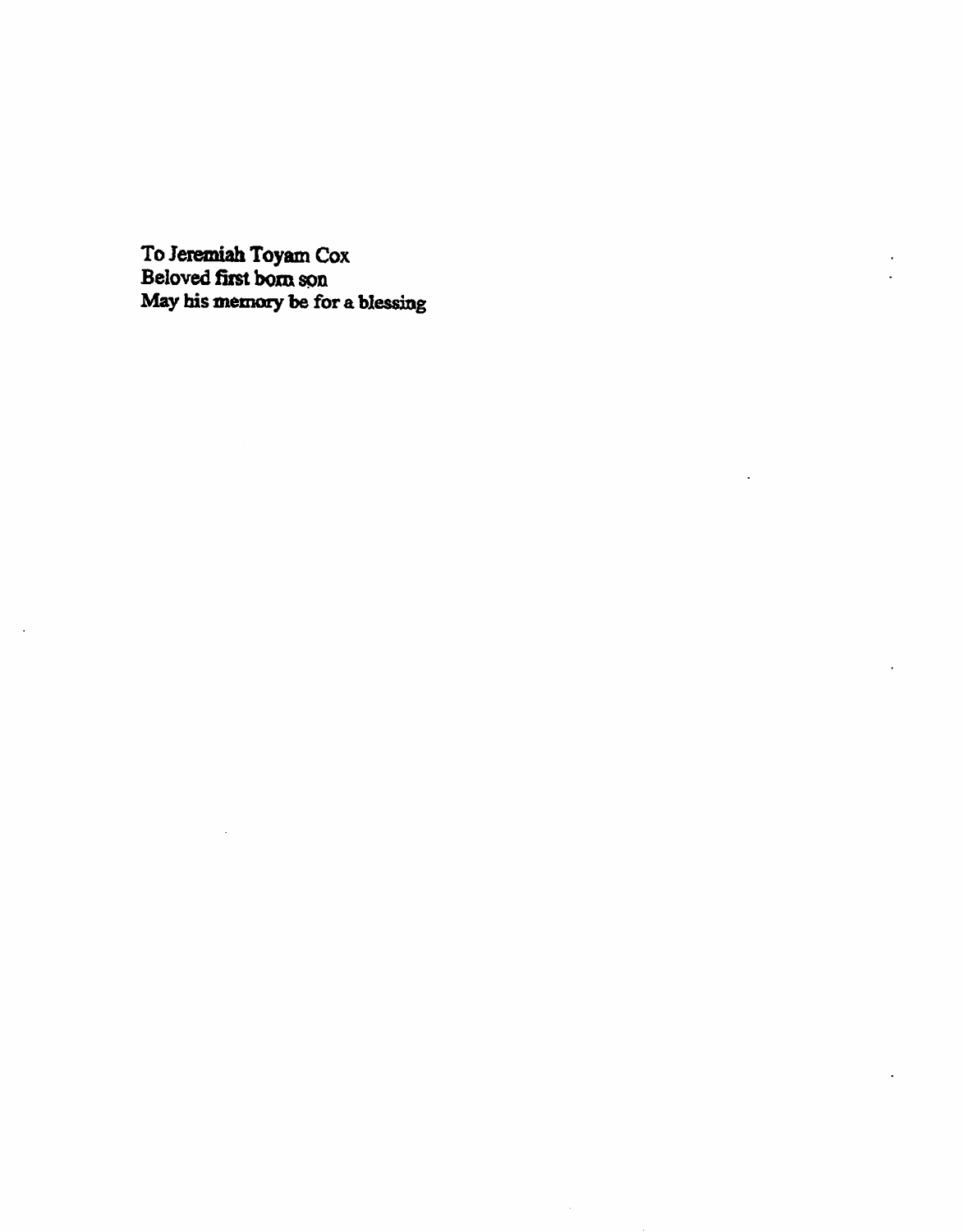To Jeremiah Toyam Cox
Beloved first born son
May his memory be for a blessing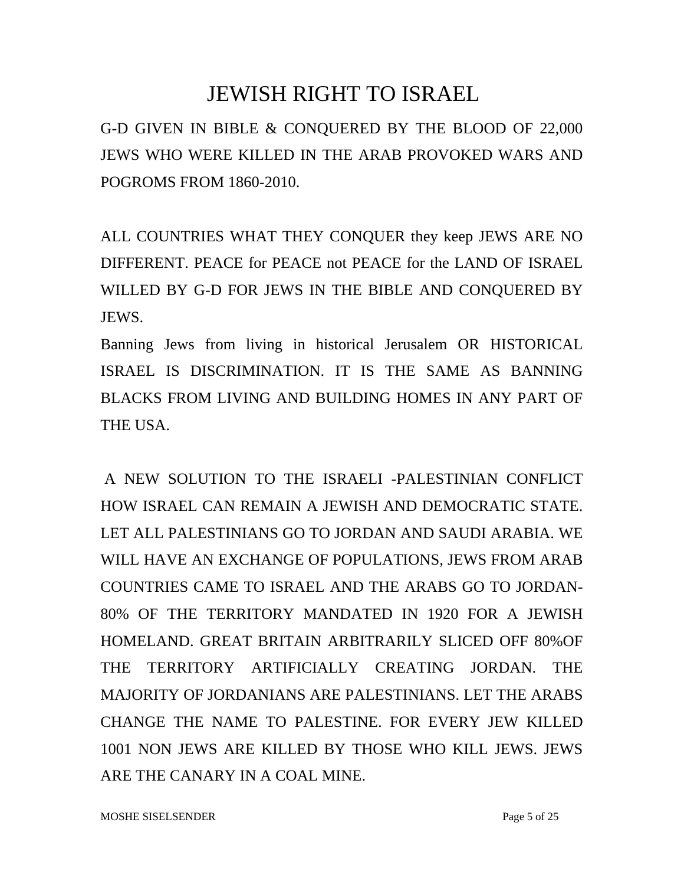# JEWISH RIGHT TO ISRAEL

G-D GIVEN IN BIBLE & CONQUERED BY THE BLOOD OF 22,000 JEWS WHO WERE KILLED IN THE ARAB PROVOKED WARS AND POGROMS FROM 1860-2010.

ALL COUNTRIES WHAT THEY CONQUER they keep JEWS ARE NO DIFFERENT. PEACE for PEACE not PEACE for the LAND OF ISRAEL WILLED BY G-D FOR JEWS IN THE BIBLE AND CONQUERED BY JEWS.

Banning Jews from living in historical Jerusalem OR HISTORICAL ISRAEL IS DISCRIMINATION. IT IS THE SAME AS BANNING BLACKS FROM LIVING AND BUILDING HOMES IN ANY PART OF THE USA.

A NEW SOLUTION TO THE ISRAELI -PALESTINIAN CONFLICT HOW ISRAEL CAN REMAIN A JEWISH AND DEMOCRATIC STATE. LET ALL PALESTINIANS GO TO JORDAN AND SAUDI ARABIA. WE WILL HAVE AN EXCHANGE OF POPULATIONS, JEWS FROM ARAB COUNTRIES CAME TO ISRAEL AND THE ARABS GO TO JORDAN-80% OF THE TERRITORY MANDATED IN 1920 FOR A JEWISH HOMELAND. GREAT BRITAIN ARBITRARILY SLICED OFF 80%OF THE TERRITORY ARTIFICIALLY CREATING JORDAN. THE MAJORITY OF JORDANIANS ARE PALESTINIANS. LET THE ARABS CHANGE THE NAME TO PALESTINE. FOR EVERY JEW KILLED 1001 NON JEWS ARE KILLED BY THOSE WHO KILL JEWS. JEWS ARE THE CANARY IN A COAL MINE.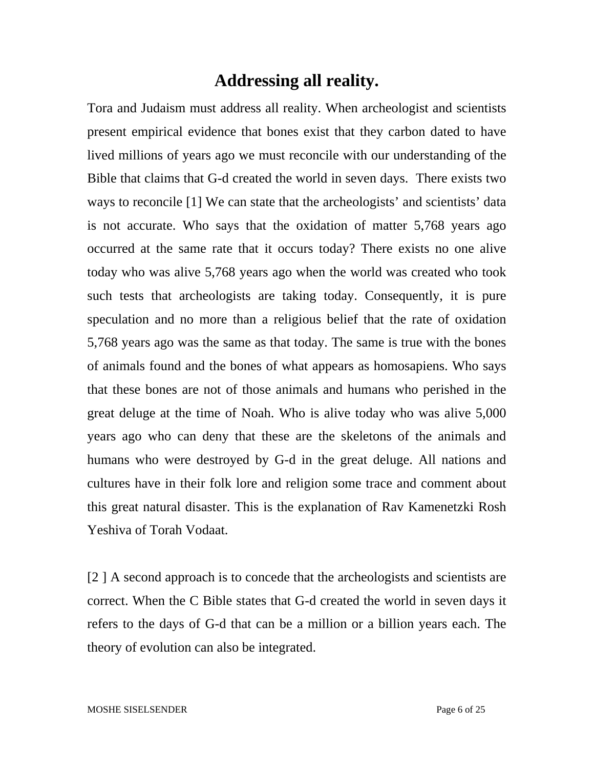# Addressing all reality.

Tora and Judaism must address all reality. When archeologist and scientists present empirical evidence that bones exist that they carbon dated to have lived millions of years ago we must reconcile with our understanding of the Bible that claims that G-d created the world in seven days.  There exists two ways to reconcile [1] We can state that the archeologists' and scientists' data is not accurate. Who says that the oxidation of matter 5,768 years ago occurred at the same rate that it occurs today? There exists no one alive today who was alive 5,768 years ago when the world was created who took such tests that archeologists are taking today. Consequently, it is pure speculation and no more than a religious belief that the rate of oxidation 5,768 years ago was the same as that today. The same is true with the bones of animals found and the bones of what appears as homosapiens. Who says that these bones are not of those animals and humans who perished in the great deluge at the time of Noah. Who is alive today who was alive 5,000 years ago who can deny that these are the skeletons of the animals and humans who were destroyed by G-d in the great deluge. All nations and cultures have in their folk lore and religion some trace and comment about this great natural disaster. This is the explanation of Rav Kamenetzki Rosh Yeshiva of Torah Vodaat.

[2 ] A second approach is to concede that the archeologists and scientists are correct. When the C Bible states that G-d created the world in seven days it refers to the days of G-d that can be a million or a billion years each. The theory of evolution can also be integrated.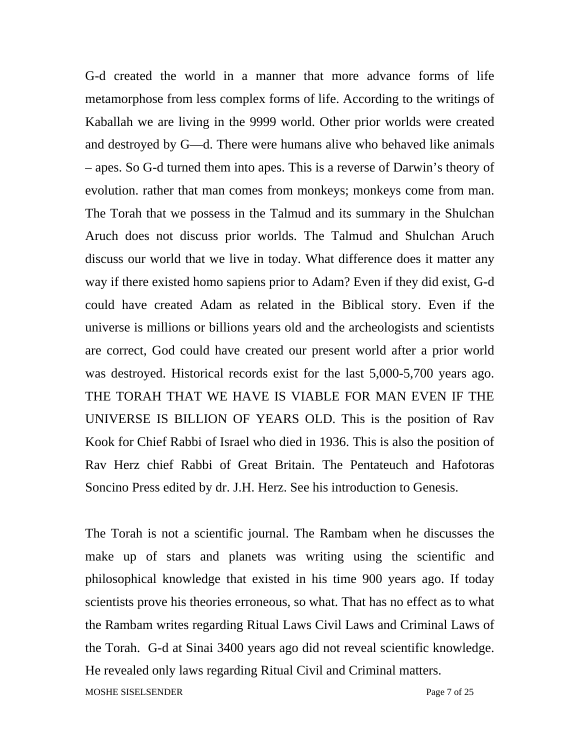G-d created the world in a manner that more advance forms of life metamorphose from less complex forms of life. According to the writings of Kaballah we are living in the 9999 world. Other prior worlds were created and destroyed by G—d. There were humans alive who behaved like animals – apes. So G-d turned them into apes. This is a reverse of Darwin's theory of evolution. rather that man comes from monkeys; monkeys come from man. The Torah that we possess in the Talmud and its summary in the Shulchan Aruch does not discuss prior worlds. The Talmud and Shulchan Aruch discuss our world that we live in today. What difference does it matter any way if there existed homo sapiens prior to Adam? Even if they did exist, G-d could have created Adam as related in the Biblical story. Even if the universe is millions or billions years old and the archeologists and scientists are correct, God could have created our present world after a prior world was destroyed. Historical records exist for the last 5,000-5,700 years ago. THE TORAH THAT WE HAVE IS VIABLE FOR MAN EVEN IF THE UNIVERSE IS BILLION OF YEARS OLD. This is the position of Rav Kook for Chief Rabbi of Israel who died in 1936. This is also the position of Rav Herz chief Rabbi of Great Britain. The Pentateuch and Hafotoras Soncino Press edited by dr. J.H. Herz. See his introduction to Genesis.

The Torah is not a scientific journal. The Rambam when he discusses the make up of stars and planets was writing using the scientific and philosophical knowledge that existed in his time 900 years ago. If today scientists prove his theories erroneous, so what. That has no effect as to what the Rambam writes regarding Ritual Laws Civil Laws and Criminal Laws of the Torah. G-d at Sinai 3400 years ago did not reveal scientific knowledge. He revealed only laws regarding Ritual Civil and Criminal matters.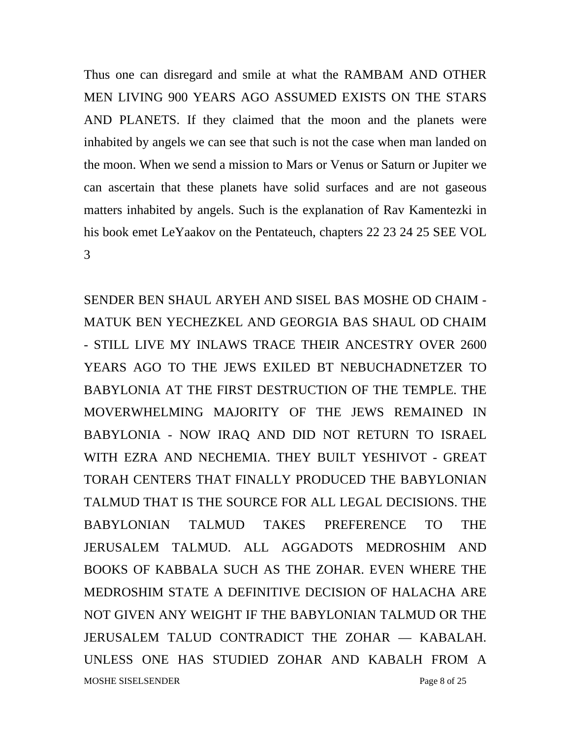Thus one can disregard and smile at what the RAMBAM AND OTHER MEN LIVING 900 YEARS AGO ASSUMED EXISTS ON THE STARS AND PLANETS. If they claimed that the moon and the planets were inhabited by angels we can see that such is not the case when man landed on the moon. When we send a mission to Mars or Venus or Saturn or Jupiter we can ascertain that these planets have solid surfaces and are not gaseous matters inhabited by angels. Such is the explanation of Rav Kamentezki in his book emet LeYaakov on the Pentateuch, chapters 22 23 24 25 SEE VOL 3

SENDER BEN SHAUL ARYEH AND SISEL BAS MOSHE OD CHAIM - MATUK BEN YECHEZKEL AND GEORGIA BAS SHAUL OD CHAIM - STILL LIVE MY INLAWS TRACE THEIR ANCESTRY OVER 2600 YEARS AGO TO THE JEWS EXILED BT NEBUCHADNETZER TO BABYLONIA AT THE FIRST DESTRUCTION OF THE TEMPLE. THE MOVERWHELMING MAJORITY OF THE JEWS REMAINED IN BABYLONIA - NOW IRAQ AND DID NOT RETURN TO ISRAEL WITH EZRA AND NECHEMIA. THEY BUILT YESHIVOT - GREAT TORAH CENTERS THAT FINALLY PRODUCED THE BABYLONIAN TALMUD THAT IS THE SOURCE FOR ALL LEGAL DECISIONS. THE BABYLONIAN TALMUD TAKES PREFERENCE TO THE JERUSALEM TALMUD. ALL AGGADOTS MEDROSHIM AND BOOKS OF KABBALA SUCH AS THE ZOHAR. EVEN WHERE THE MEDROSHIM STATE A DEFINITIVE DECISION OF HALACHA ARE NOT GIVEN ANY WEIGHT IF THE BABYLONIAN TALMUD OR THE JERUSALEM TALUD CONTRADICT THE ZOHAR — KABALAH. UNLESS ONE HAS STUDIED ZOHAR AND KABALH FROM A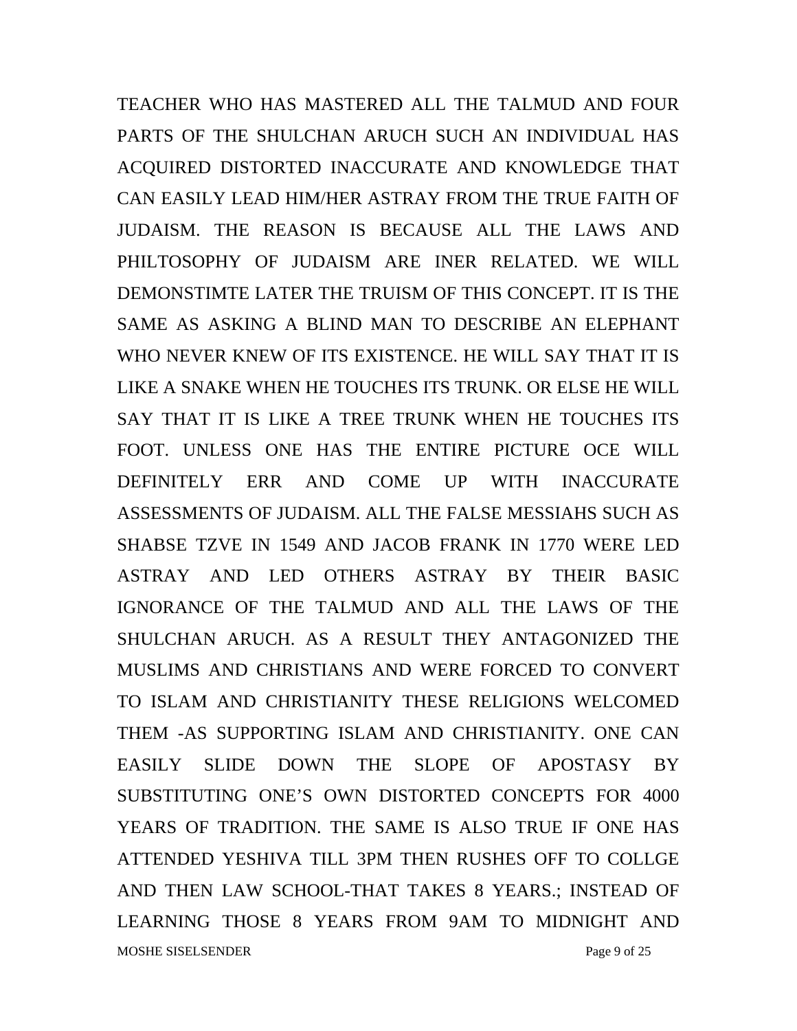TEACHER WHO HAS MASTERED ALL THE TALMUD AND FOUR PARTS OF THE SHULCHAN ARUCH SUCH AN INDIVIDUAL HAS ACQUIRED DISTORTED INACCURATE AND KNOWLEDGE THAT CAN EASILY LEAD HIM/HER ASTRAY FROM THE TRUE FAITH OF JUDAISM. THE REASON IS BECAUSE ALL THE LAWS AND PHILTOSOPHY OF JUDAISM ARE INER RELATED. WE WILL DEMONSTIMTE LATER THE TRUISM OF THIS CONCEPT. IT IS THE SAME AS ASKING A BLIND MAN TO DESCRIBE AN ELEPHANT WHO NEVER KNEW OF ITS EXISTENCE. HE WILL SAY THAT IT IS LIKE A SNAKE WHEN HE TOUCHES ITS TRUNK. OR ELSE HE WILL SAY THAT IT IS LIKE A TREE TRUNK WHEN HE TOUCHES ITS FOOT. UNLESS ONE HAS THE ENTIRE PICTURE OCE WILL DEFINITELY ERR AND COME UP WITH INACCURATE ASSESSMENTS OF JUDAISM. ALL THE FALSE MESSIAHS SUCH AS SHABSE TZVE IN 1549 AND JACOB FRANK IN 1770 WERE LED ASTRAY AND LED OTHERS ASTRAY BY THEIR BASIC IGNORANCE OF THE TALMUD AND ALL THE LAWS OF THE SHULCHAN ARUCH. AS A RESULT THEY ANTAGONIZED THE MUSLIMS AND CHRISTIANS AND WERE FORCED TO CONVERT TO ISLAM AND CHRISTIANITY THESE RELIGIONS WELCOMED THEM -AS SUPPORTING ISLAM AND CHRISTIANITY. ONE CAN EASILY SLIDE DOWN THE SLOPE OF APOSTASY BY SUBSTITUTING ONE'S OWN DISTORTED CONCEPTS FOR 4000 YEARS OF TRADITION. THE SAME IS ALSO TRUE IF ONE HAS ATTENDED YESHIVA TILL 3PM THEN RUSHES OFF TO COLLGE AND THEN LAW SCHOOL-THAT TAKES 8 YEARS.; INSTEAD OF LEARNING THOSE 8 YEARS FROM 9AM TO MIDNIGHT AND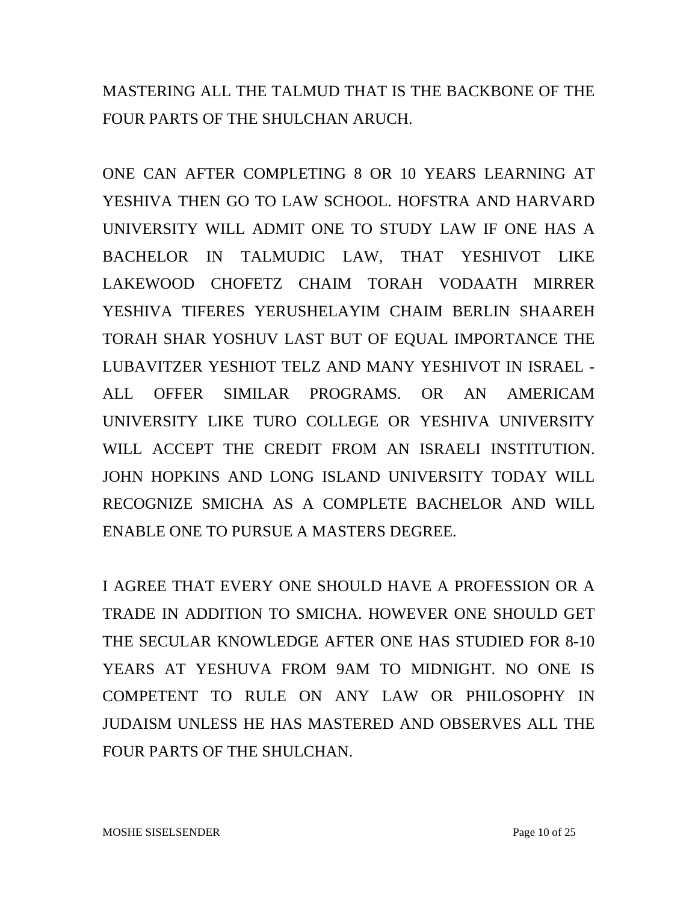MASTERING ALL THE TALMUD THAT IS THE BACKBONE OF THE FOUR PARTS OF THE SHULCHAN ARUCH.

ONE CAN AFTER COMPLETING 8 OR 10 YEARS LEARNING AT YESHIVA THEN GO TO LAW SCHOOL. HOFSTRA AND HARVARD UNIVERSITY WILL ADMIT ONE TO STUDY LAW IF ONE HAS A BACHELOR IN TALMUDIC LAW, THAT YESHIVOT LIKE LAKEWOOD CHOFETZ CHAIM TORAH VODAATH MIRRER YESHIVA TIFERES YERUSHELAYIM CHAIM BERLIN SHAAREH TORAH SHAR YOSHUV LAST BUT OF EQUAL IMPORTANCE THE LUBAVITZER YESHIOT TELZ AND MANY YESHIVOT IN ISRAEL - ALL OFFER SIMILAR PROGRAMS. OR AN AMERICAM UNIVERSITY LIKE TURO COLLEGE OR YESHIVA UNIVERSITY WILL ACCEPT THE CREDIT FROM AN ISRAELI INSTITUTION. JOHN HOPKINS AND LONG ISLAND UNIVERSITY TODAY WILL RECOGNIZE SMICHA AS A COMPLETE BACHELOR AND WILL ENABLE ONE TO PURSUE A MASTERS DEGREE.

I AGREE THAT EVERY ONE SHOULD HAVE A PROFESSION OR A TRADE IN ADDITION TO SMICHA. HOWEVER ONE SHOULD GET THE SECULAR KNOWLEDGE AFTER ONE HAS STUDIED FOR 8-10 YEARS AT YESHUVA FROM 9AM TO MIDNIGHT. NO ONE IS COMPETENT TO RULE ON ANY LAW OR PHILOSOPHY IN JUDAISM UNLESS HE HAS MASTERED AND OBSERVES ALL THE FOUR PARTS OF THE SHULCHAN.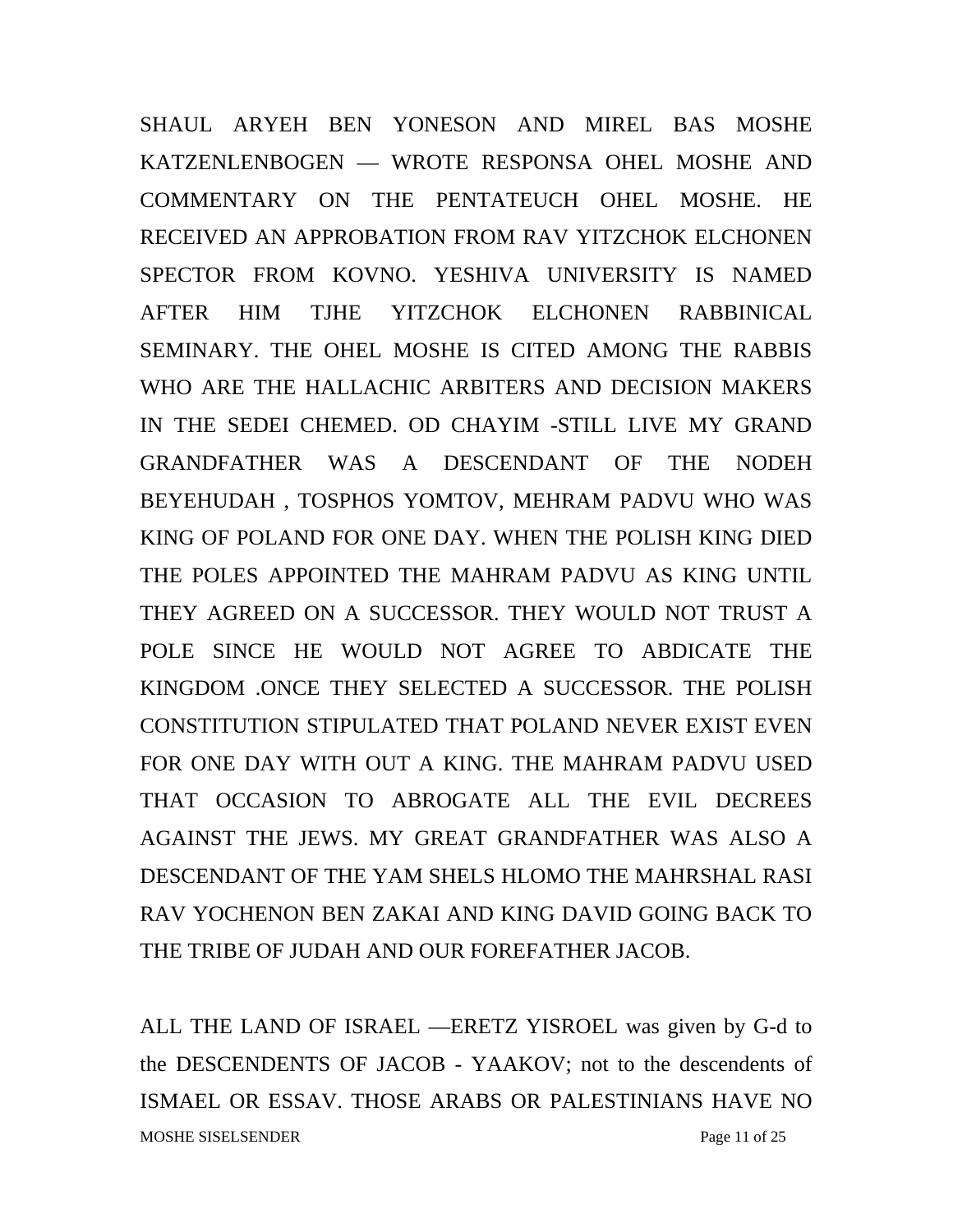SHAUL ARYEH BEN YONESON AND MIREL BAS MOSHE KATZENLENBOGEN — WROTE RESPONSA OHEL MOSHE AND COMMENTARY ON THE PENTATEUCH OHEL MOSHE. HE RECEIVED AN APPROBATION FROM RAV YITZCHOK ELCHONEN SPECTOR FROM KOVNO. YESHIVA UNIVERSITY IS NAMED AFTER HIM TJHE YITZCHOK ELCHONEN RABBINICAL SEMINARY. THE OHEL MOSHE IS CITED AMONG THE RABBIS WHO ARE THE HALLACHIC ARBITERS AND DECISION MAKERS IN THE SEDEI CHEMED. OD CHAYIM -STILL LIVE MY GRAND GRANDFATHER WAS A DESCENDANT OF THE NODEH BEYEHUDAH , TOSPHOS YOMTOV, MEHRAM PADVU WHO WAS KING OF POLAND FOR ONE DAY. WHEN THE POLISH KING DIED THE POLES APPOINTED THE MAHRAM PADVU AS KING UNTIL THEY AGREED ON A SUCCESSOR. THEY WOULD NOT TRUST A POLE SINCE HE WOULD NOT AGREE TO ABDICATE THE KINGDOM .ONCE THEY SELECTED A SUCCESSOR. THE POLISH CONSTITUTION STIPULATED THAT POLAND NEVER EXIST EVEN FOR ONE DAY WITH OUT A KING. THE MAHRAM PADVU USED THAT OCCASION TO ABROGATE ALL THE EVIL DECREES AGAINST THE JEWS. MY GREAT GRANDFATHER WAS ALSO A DESCENDANT OF THE YAM SHELS HLOMO THE MAHRSHAL RASI RAV YOCHENON BEN ZAKAI AND KING DAVID GOING BACK TO THE TRIBE OF JUDAH AND OUR FOREFATHER JACOB.

ALL THE LAND OF ISRAEL —ERETZ YISROEL was given by G-d to the DESCENDENTS OF JACOB - YAAKOV; not to the descendents of ISMAEL OR ESSAV. THOSE ARABS OR PALESTINIANS HAVE NO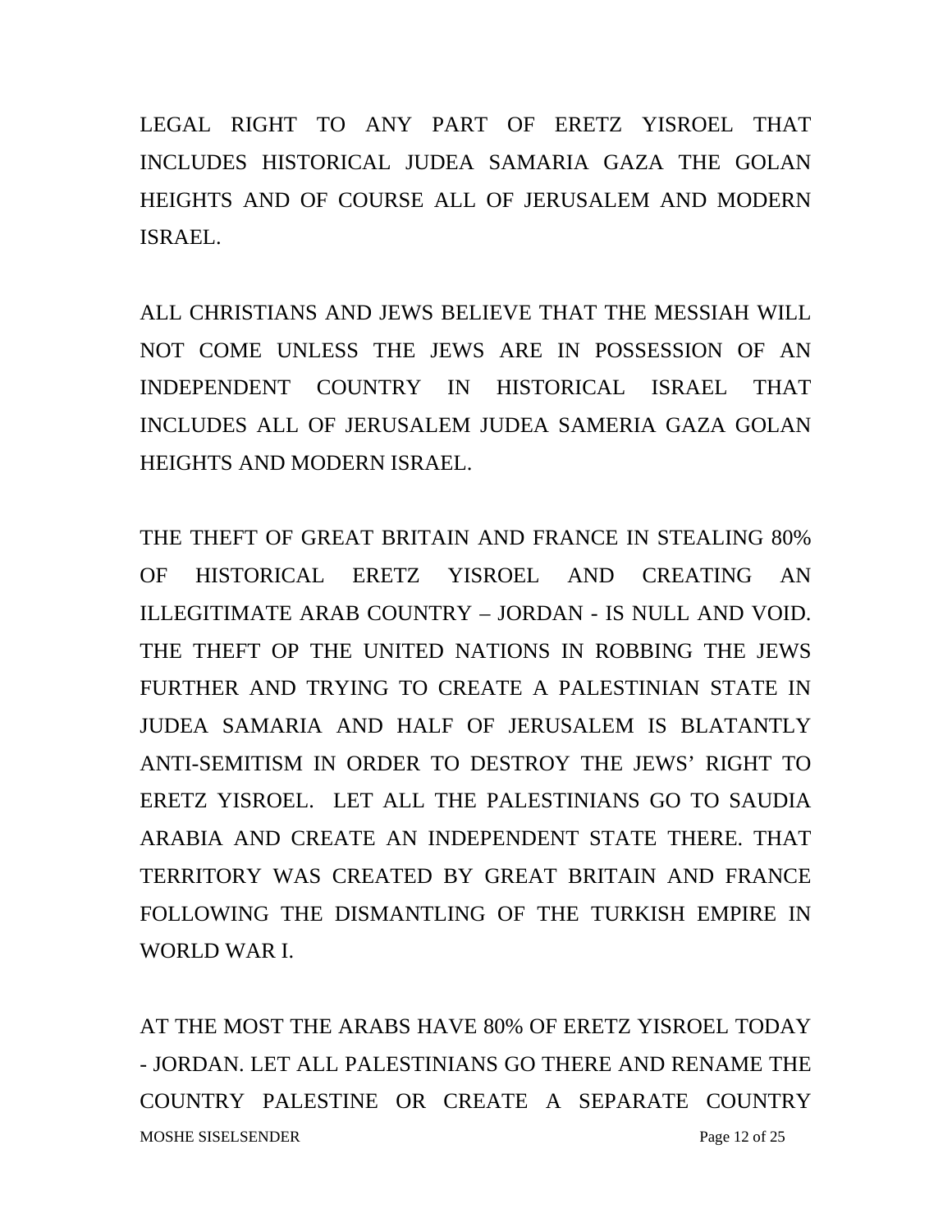LEGAL RIGHT TO ANY PART OF ERETZ YISROEL THAT INCLUDES HISTORICAL JUDEA SAMARIA GAZA THE GOLAN HEIGHTS AND OF COURSE ALL OF JERUSALEM AND MODERN ISRAEL.

ALL CHRISTIANS AND JEWS BELIEVE THAT THE MESSIAH WILL NOT COME UNLESS THE JEWS ARE IN POSSESSION OF AN INDEPENDENT COUNTRY IN HISTORICAL ISRAEL THAT INCLUDES ALL OF JERUSALEM JUDEA SAMERIA GAZA GOLAN HEIGHTS AND MODERN ISRAEL.

THE THEFT OF GREAT BRITAIN AND FRANCE IN STEALING 80% OF HISTORICAL ERETZ YISROEL AND CREATING AN ILLEGITIMATE ARAB COUNTRY – JORDAN - IS NULL AND VOID. THE THEFT OP THE UNITED NATIONS IN ROBBING THE JEWS FURTHER AND TRYING TO CREATE A PALESTINIAN STATE IN JUDEA SAMARIA AND HALF OF JERUSALEM IS BLATANTLY ANTI-SEMITISM IN ORDER TO DESTROY THE JEWS' RIGHT TO ERETZ YISROEL. LET ALL THE PALESTINIANS GO TO SAUDIA ARABIA AND CREATE AN INDEPENDENT STATE THERE. THAT TERRITORY WAS CREATED BY GREAT BRITAIN AND FRANCE FOLLOWING THE DISMANTLING OF THE TURKISH EMPIRE IN WORLD WAR I.

AT THE MOST THE ARABS HAVE 80% OF ERETZ YISROEL TODAY - JORDAN. LET ALL PALESTINIANS GO THERE AND RENAME THE COUNTRY PALESTINE OR CREATE A SEPARATE COUNTRY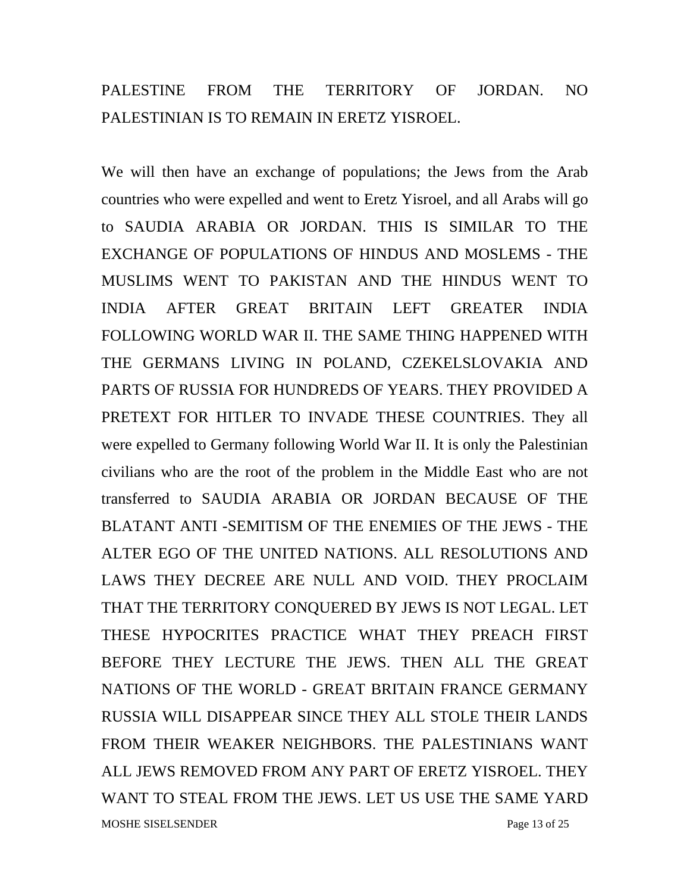PALESTINE FROM THE TERRITORY OF JORDAN. NO PALESTINIAN IS TO REMAIN IN ERETZ YISROEL.

We will then have an exchange of populations; the Jews from the Arab countries who were expelled and went to Eretz Yisroel, and all Arabs will go to SAUDIA ARABIA OR JORDAN. THIS IS SIMILAR TO THE EXCHANGE OF POPULATIONS OF HINDUS AND MOSLEMS - THE MUSLIMS WENT TO PAKISTAN AND THE HINDUS WENT TO INDIA AFTER GREAT BRITAIN LEFT GREATER INDIA FOLLOWING WORLD WAR II. THE SAME THING HAPPENED WITH THE GERMANS LIVING IN POLAND, CZEKELSLOVAKIA AND PARTS OF RUSSIA FOR HUNDREDS OF YEARS. THEY PROVIDED A PRETEXT FOR HITLER TO INVADE THESE COUNTRIES. They all were expelled to Germany following World War II. It is only the Palestinian civilians who are the root of the problem in the Middle East who are not transferred to SAUDIA ARABIA OR JORDAN BECAUSE OF THE BLATANT ANTI -SEMITISM OF THE ENEMIES OF THE JEWS - THE ALTER EGO OF THE UNITED NATIONS. ALL RESOLUTIONS AND LAWS THEY DECREE ARE NULL AND VOID. THEY PROCLAIM THAT THE TERRITORY CONQUERED BY JEWS IS NOT LEGAL. LET THESE HYPOCRITES PRACTICE WHAT THEY PREACH FIRST BEFORE THEY LECTURE THE JEWS. THEN ALL THE GREAT NATIONS OF THE WORLD - GREAT BRITAIN FRANCE GERMANY RUSSIA WILL DISAPPEAR SINCE THEY ALL STOLE THEIR LANDS FROM THEIR WEAKER NEIGHBORS. THE PALESTINIANS WANT ALL JEWS REMOVED FROM ANY PART OF ERETZ YISROEL. THEY WANT TO STEAL FROM THE JEWS. LET US USE THE SAME YARD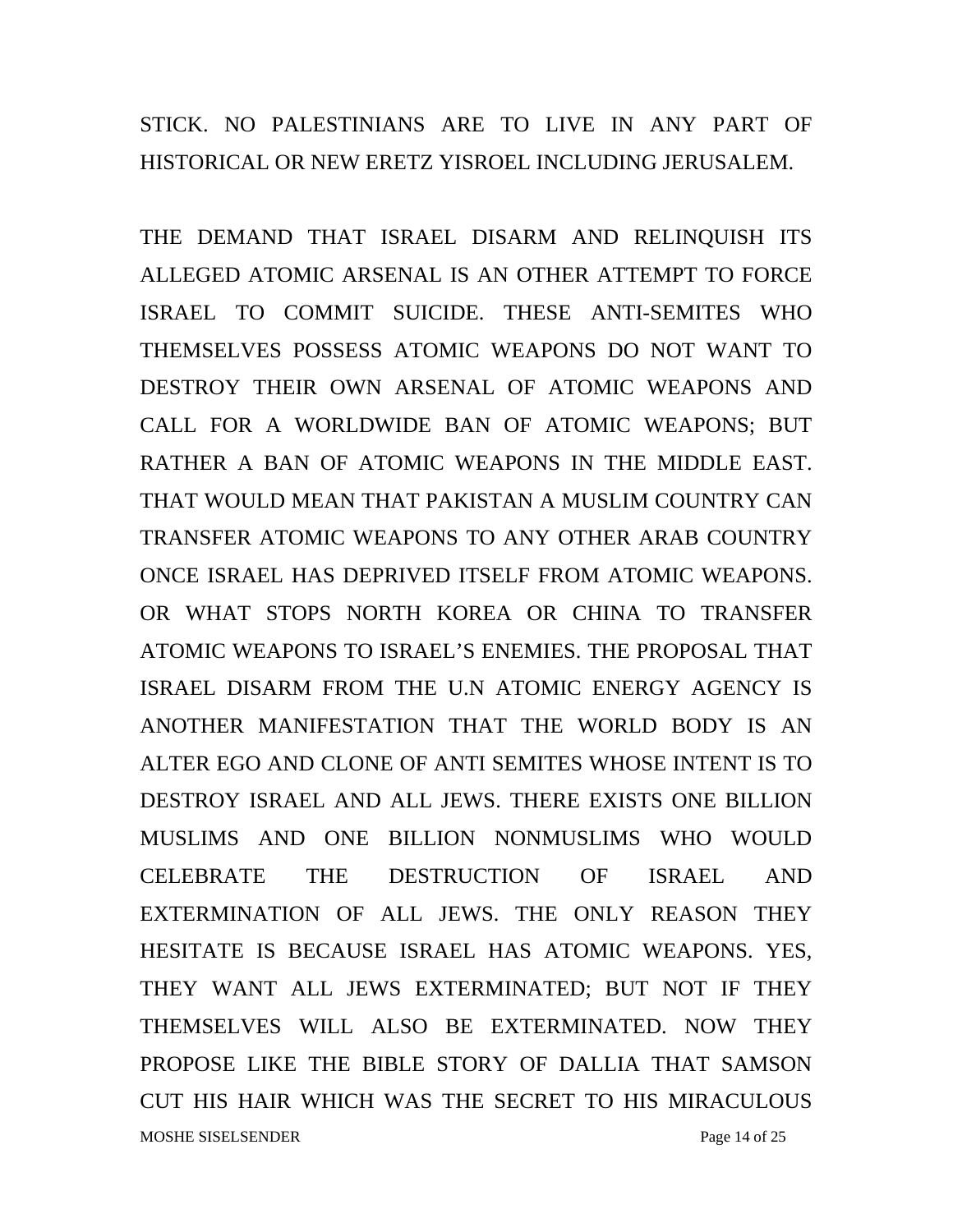STICK. NO PALESTINIANS ARE TO LIVE IN ANY PART OF HISTORICAL OR NEW ERETZ YISROEL INCLUDING JERUSALEM.

THE DEMAND THAT ISRAEL DISARM AND RELINQUISH ITS ALLEGED ATOMIC ARSENAL IS AN OTHER ATTEMPT TO FORCE ISRAEL TO COMMIT SUICIDE. THESE ANTI-SEMITES WHO THEMSELVES POSSESS ATOMIC WEAPONS DO NOT WANT TO DESTROY THEIR OWN ARSENAL OF ATOMIC WEAPONS AND CALL FOR A WORLDWIDE BAN OF ATOMIC WEAPONS; BUT RATHER A BAN OF ATOMIC WEAPONS IN THE MIDDLE EAST. THAT WOULD MEAN THAT PAKISTAN A MUSLIM COUNTRY CAN TRANSFER ATOMIC WEAPONS TO ANY OTHER ARAB COUNTRY ONCE ISRAEL HAS DEPRIVED ITSELF FROM ATOMIC WEAPONS. OR WHAT STOPS NORTH KOREA OR CHINA TO TRANSFER ATOMIC WEAPONS TO ISRAEL'S ENEMIES. THE PROPOSAL THAT ISRAEL DISARM FROM THE U.N ATOMIC ENERGY AGENCY IS ANOTHER MANIFESTATION THAT THE WORLD BODY IS AN ALTER EGO AND CLONE OF ANTI SEMITES WHOSE INTENT IS TO DESTROY ISRAEL AND ALL JEWS. THERE EXISTS ONE BILLION MUSLIMS AND ONE BILLION NONMUSLIMS WHO WOULD CELEBRATE THE DESTRUCTION OF ISRAEL AND EXTERMINATION OF ALL JEWS. THE ONLY REASON THEY HESITATE IS BECAUSE ISRAEL HAS ATOMIC WEAPONS. YES, THEY WANT ALL JEWS EXTERMINATED; BUT NOT IF THEY THEMSELVES WILL ALSO BE EXTERMINATED. NOW THEY PROPOSE LIKE THE BIBLE STORY OF DALLIA THAT SAMSON CUT HIS HAIR WHICH WAS THE SECRET TO HIS MIRACULOUS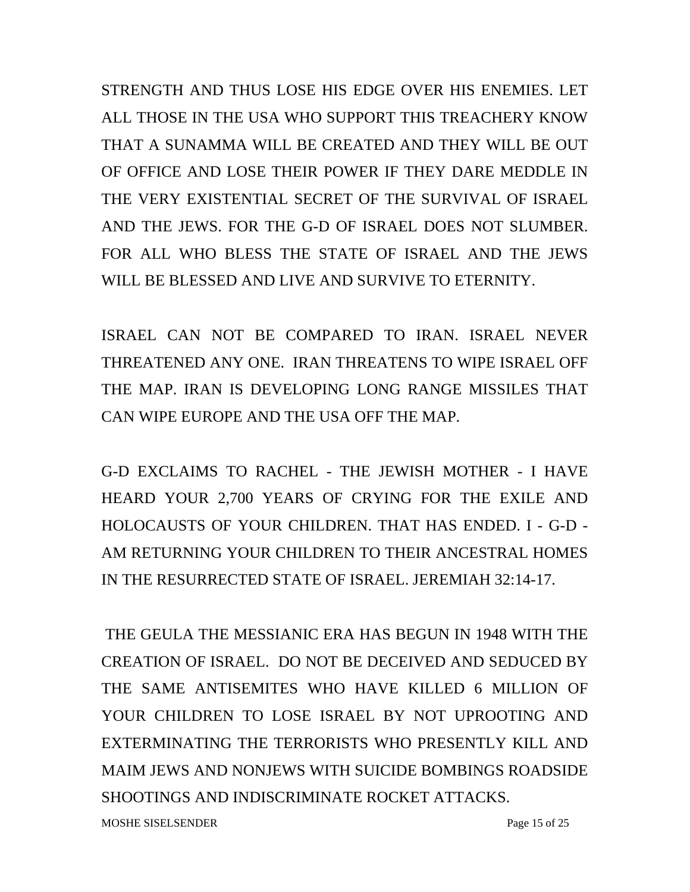STRENGTH AND THUS LOSE HIS EDGE OVER HIS ENEMIES. LET ALL THOSE IN THE USA WHO SUPPORT THIS TREACHERY KNOW THAT A SUNAMMA WILL BE CREATED AND THEY WILL BE OUT OF OFFICE AND LOSE THEIR POWER IF THEY DARE MEDDLE IN THE VERY EXISTENTIAL SECRET OF THE SURVIVAL OF ISRAEL AND THE JEWS. FOR THE G-D OF ISRAEL DOES NOT SLUMBER. FOR ALL WHO BLESS THE STATE OF ISRAEL AND THE JEWS WILL BE BLESSED AND LIVE AND SURVIVE TO ETERNITY.

ISRAEL CAN NOT BE COMPARED TO IRAN. ISRAEL NEVER THREATENED ANY ONE. IRAN THREATENS TO WIPE ISRAEL OFF THE MAP. IRAN IS DEVELOPING LONG RANGE MISSILES THAT CAN WIPE EUROPE AND THE USA OFF THE MAP.

G-D EXCLAIMS TO RACHEL - THE JEWISH MOTHER - I HAVE HEARD YOUR 2,700 YEARS OF CRYING FOR THE EXILE AND HOLOCAUSTS OF YOUR CHILDREN. THAT HAS ENDED. I - G-D - AM RETURNING YOUR CHILDREN TO THEIR ANCESTRAL HOMES IN THE RESURRECTED STATE OF ISRAEL. JEREMIAH 32:14-17.

THE GEULA THE MESSIANIC ERA HAS BEGUN IN 1948 WITH THE CREATION OF ISRAEL. DO NOT BE DECEIVED AND SEDUCED BY THE SAME ANTISEMITES WHO HAVE KILLED 6 MILLION OF YOUR CHILDREN TO LOSE ISRAEL BY NOT UPROOTING AND EXTERMINATING THE TERRORISTS WHO PRESENTLY KILL AND MAIM JEWS AND NONJEWS WITH SUICIDE BOMBINGS ROADSIDE SHOOTINGS AND INDISCRIMINATE ROCKET ATTACKS.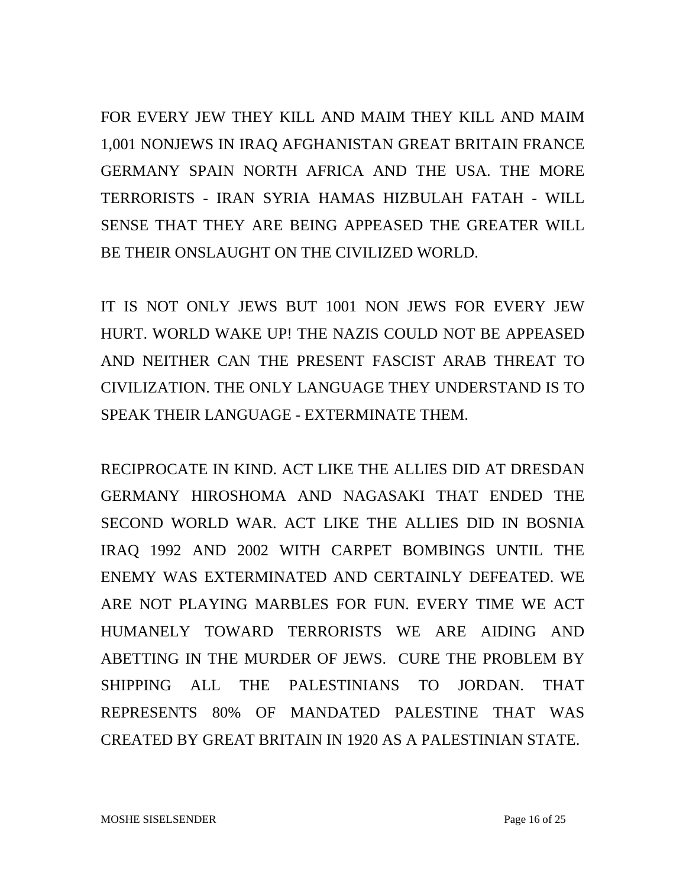FOR EVERY JEW THEY KILL AND MAIM THEY KILL AND MAIM 1,001 NONJEWS IN IRAQ AFGHANISTAN GREAT BRITAIN FRANCE GERMANY SPAIN NORTH AFRICA AND THE USA. THE MORE TERRORISTS - IRAN SYRIA HAMAS HIZBULAH FATAH - WILL SENSE THAT THEY ARE BEING APPEASED THE GREATER WILL BE THEIR ONSLAUGHT ON THE CIVILIZED WORLD.

IT IS NOT ONLY JEWS BUT 1001 NON JEWS FOR EVERY JEW HURT. WORLD WAKE UP! THE NAZIS COULD NOT BE APPEASED AND NEITHER CAN THE PRESENT FASCIST ARAB THREAT TO CIVILIZATION. THE ONLY LANGUAGE THEY UNDERSTAND IS TO SPEAK THEIR LANGUAGE - EXTERMINATE THEM.

RECIPROCATE IN KIND. ACT LIKE THE ALLIES DID AT DRESDAN GERMANY HIROSHOMA AND NAGASAKI THAT ENDED THE SECOND WORLD WAR. ACT LIKE THE ALLIES DID IN BOSNIA IRAQ 1992 AND 2002 WITH CARPET BOMBINGS UNTIL THE ENEMY WAS EXTERMINATED AND CERTAINLY DEFEATED. WE ARE NOT PLAYING MARBLES FOR FUN. EVERY TIME WE ACT HUMANELY TOWARD TERRORISTS WE ARE AIDING AND ABETTING IN THE MURDER OF JEWS. CURE THE PROBLEM BY SHIPPING ALL THE PALESTINIANS TO JORDAN. THAT REPRESENTS 80% OF MANDATED PALESTINE THAT WAS CREATED BY GREAT BRITAIN IN 1920 AS A PALESTINIAN STATE.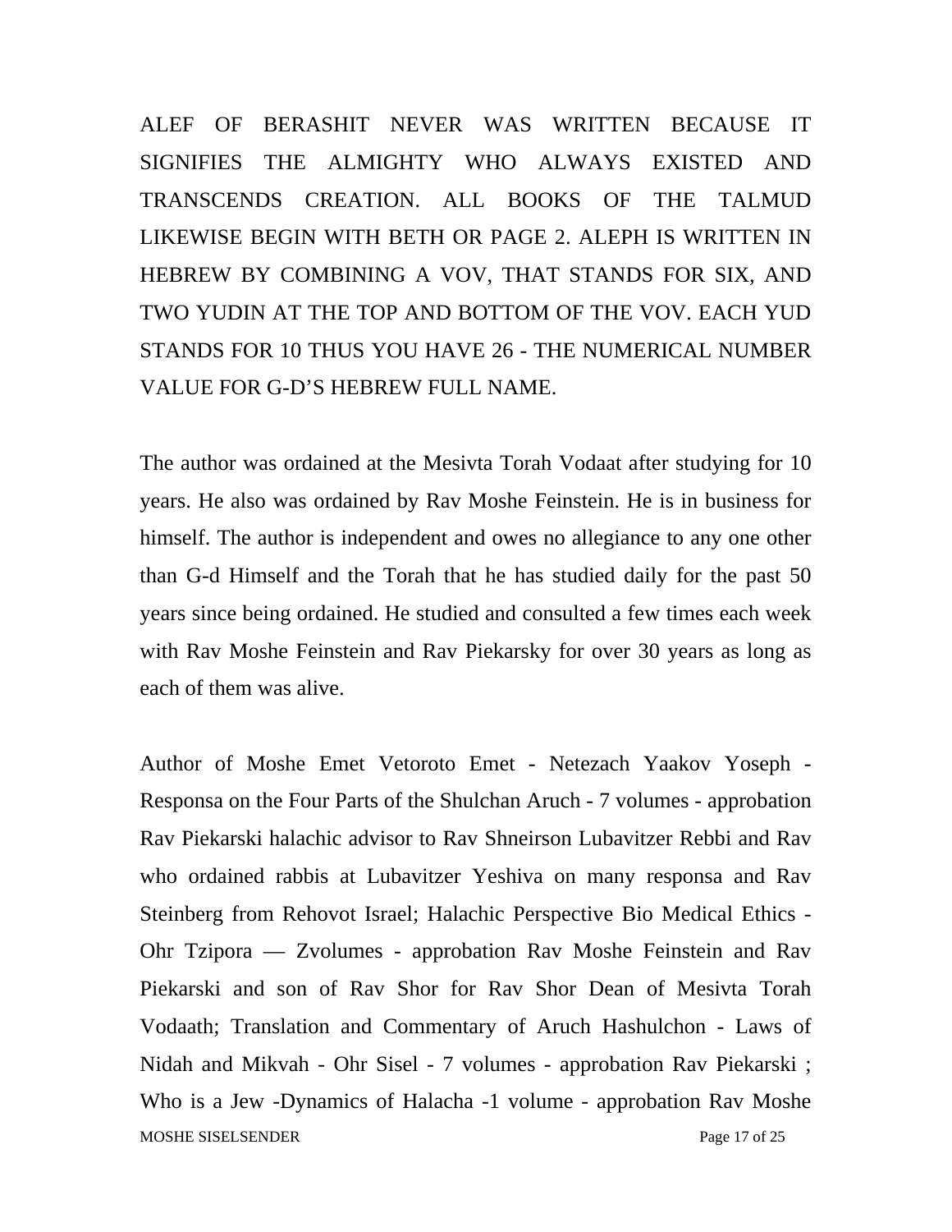ALEF OF BERASHIT NEVER WAS WRITTEN BECAUSE IT SIGNIFIES THE ALMIGHTY WHO ALWAYS EXISTED AND TRANSCENDS CREATION. ALL BOOKS OF THE TALMUD LIKEWISE BEGIN WITH BETH OR PAGE 2. ALEPH IS WRITTEN IN HEBREW BY COMBINING A VOV, THAT STANDS FOR SIX, AND TWO YUDIN AT THE TOP AND BOTTOM OF THE VOV. EACH YUD STANDS FOR 10 THUS YOU HAVE 26 - THE NUMERICAL NUMBER VALUE FOR G-D'S HEBREW FULL NAME.

The author was ordained at the Mesivta Torah Vodaat after studying for 10 years. He also was ordained by Rav Moshe Feinstein. He is in business for himself. The author is independent and owes no allegiance to any one other than G-d Himself and the Torah that he has studied daily for the past 50 years since being ordained. He studied and consulted a few times each week with Rav Moshe Feinstein and Rav Piekarsky for over 30 years as long as each of them was alive.

Author of Moshe Emet Vetoroto Emet - Netezach Yaakov Yoseph - Responsa on the Four Parts of the Shulchan Aruch - 7 volumes - approbation Rav Piekarski halachic advisor to Rav Shneirson Lubavitzer Rebbi and Rav who ordained rabbis at Lubavitzer Yeshiva on many responsa and Rav Steinberg from Rehovot Israel; Halachic Perspective Bio Medical Ethics - Ohr Tzipora — Zvolumes - approbation Rav Moshe Feinstein and Rav Piekarski and son of Rav Shor for Rav Shor Dean of Mesivta Torah Vodaath; Translation and Commentary of Aruch Hashulchon - Laws of Nidah and Mikvah - Ohr Sisel - 7 volumes - approbation Rav Piekarski ; Who is a Jew -Dynamics of Halacha -1 volume - approbation Rav Moshe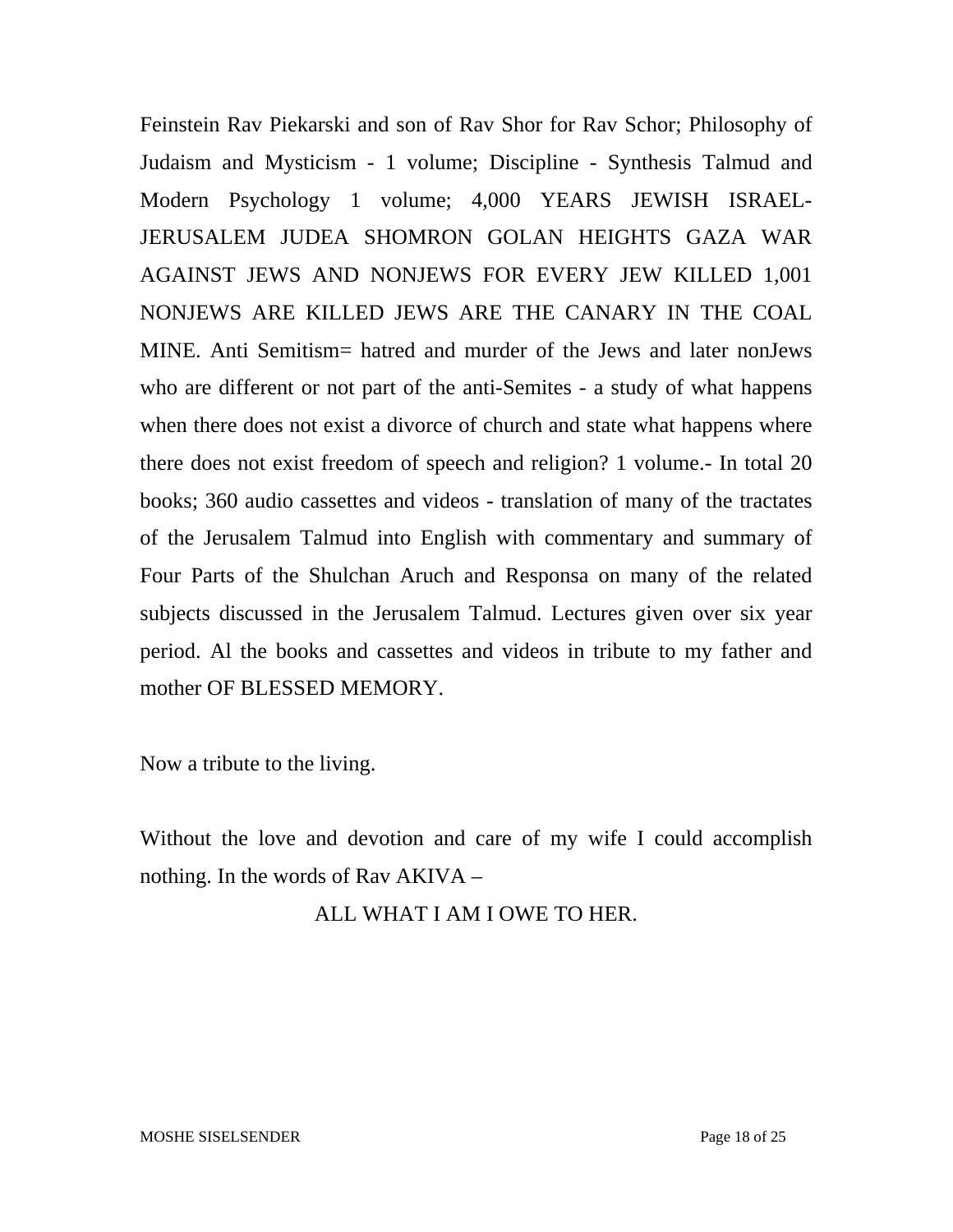Feinstein Rav Piekarski and son of Rav Shor for Rav Schor; Philosophy of Judaism and Mysticism - 1 volume; Discipline - Synthesis Talmud and Modern Psychology 1 volume; 4,000 YEARS JEWISH ISRAEL-JERUSALEM JUDEA SHOMRON GOLAN HEIGHTS GAZA WAR AGAINST JEWS AND NONJEWS FOR EVERY JEW KILLED 1,001 NONJEWS ARE KILLED JEWS ARE THE CANARY IN THE COAL MINE. Anti Semitism= hatred and murder of the Jews and later nonJews who are different or not part of the anti-Semites - a study of what happens when there does not exist a divorce of church and state what happens where there does not exist freedom of speech and religion? 1 volume.- In total 20 books; 360 audio cassettes and videos - translation of many of the tractates of the Jerusalem Talmud into English with commentary and summary of Four Parts of the Shulchan Aruch and Responsa on many of the related subjects discussed in the Jerusalem Talmud. Lectures given over six year period. Al the books and cassettes and videos in tribute to my father and mother OF BLESSED MEMORY.

Now a tribute to the living.

Without the love and devotion and care of my wife I could accomplish nothing. In the words of Rav AKIVA –

ALL WHAT I AM I OWE TO HER.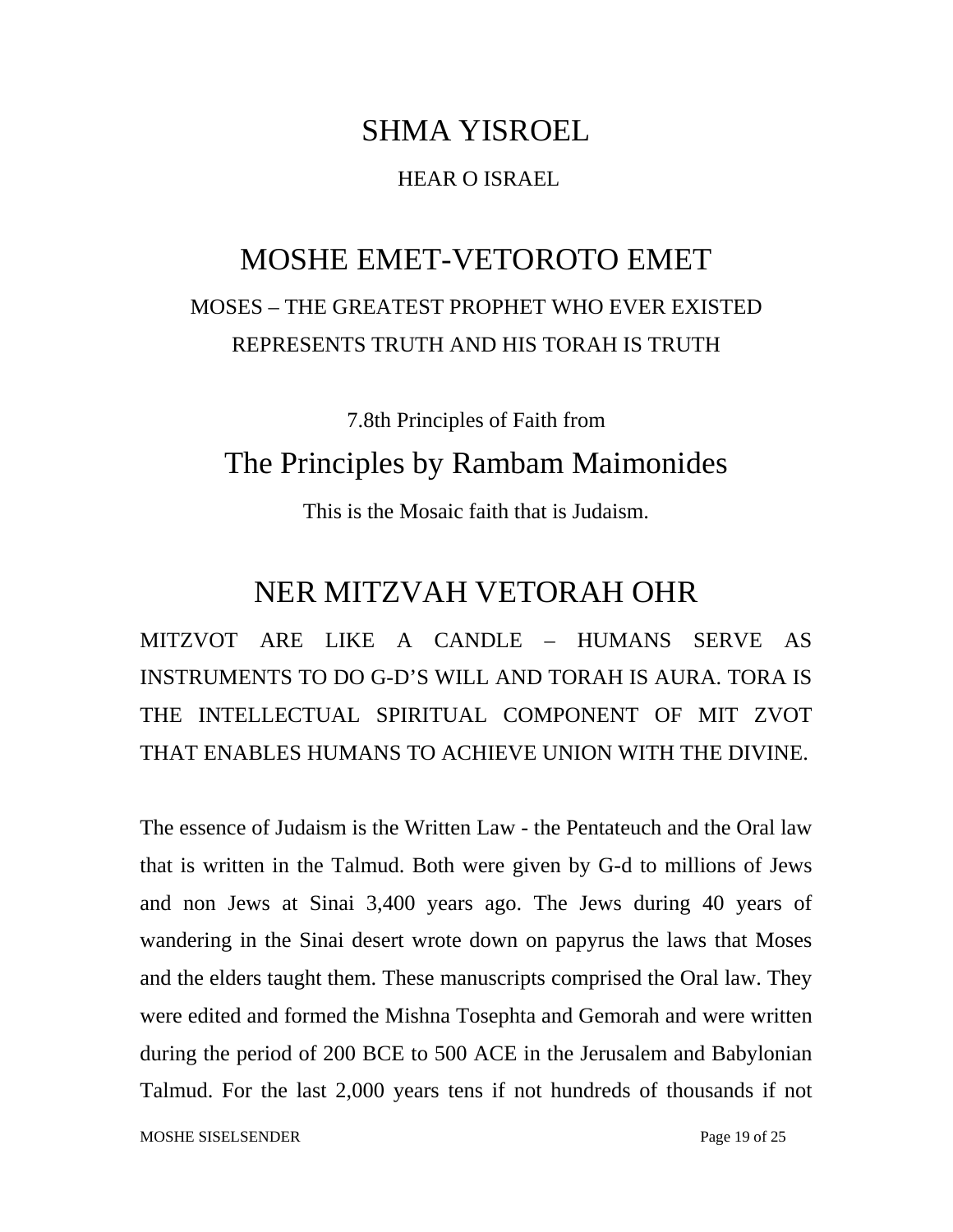# SHMA YISROEL

HEAR O ISRAEL

# MOSHE EMET-VETOROTO EMET

MOSES – THE GREATEST PROPHET WHO EVER EXISTED REPRESENTS TRUTH AND HIS TORAH IS TRUTH

7.8th Principles of Faith from

## The Principles by Rambam Maimonides

This is the Mosaic faith that is Judaism.

# NER MITZVAH VETORAH OHR

MITZVOT ARE LIKE A CANDLE – HUMANS SERVE AS INSTRUMENTS TO DO G-D'S WILL AND TORAH IS AURA. TORA IS THE INTELLECTUAL SPIRITUAL COMPONENT OF MIT ZVOT THAT ENABLES HUMANS TO ACHIEVE UNION WITH THE DIVINE.

The essence of Judaism is the Written Law - the Pentateuch and the Oral law that is written in the Talmud. Both were given by G-d to millions of Jews and non Jews at Sinai 3,400 years ago. The Jews during 40 years of wandering in the Sinai desert wrote down on papyrus the laws that Moses and the elders taught them. These manuscripts comprised the Oral law. They were edited and formed the Mishna Tosephta and Gemorah and were written during the period of 200 BCE to 500 ACE in the Jerusalem and Babylonian Talmud. For the last 2,000 years tens if not hundreds of thousands if not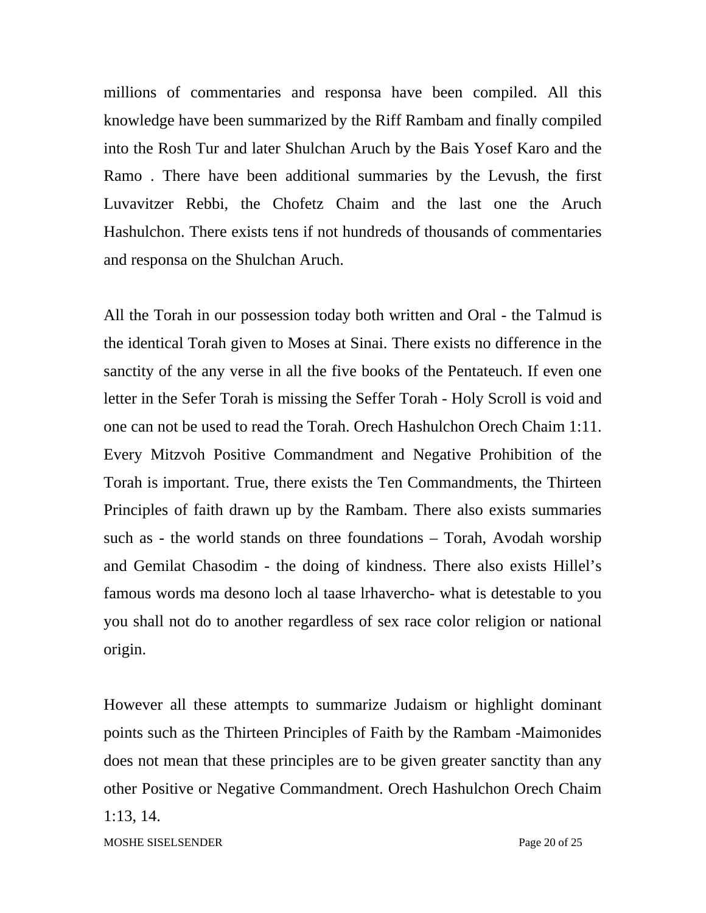millions of commentaries and responsa have been compiled. All this knowledge have been summarized by the Riff Rambam and finally compiled into the Rosh Tur and later Shulchan Aruch by the Bais Yosef Karo and the Ramo . There have been additional summaries by the Levush, the first Luvavitzer Rebbi, the Chofetz Chaim and the last one the Aruch Hashulchon. There exists tens if not hundreds of thousands of commentaries and responsa on the Shulchan Aruch.

All the Torah in our possession today both written and Oral - the Talmud is the identical Torah given to Moses at Sinai. There exists no difference in the sanctity of the any verse in all the five books of the Pentateuch. If even one letter in the Sefer Torah is missing the Seffer Torah - Holy Scroll is void and one can not be used to read the Torah. Orech Hashulchon Orech Chaim 1:11. Every Mitzvoh Positive Commandment and Negative Prohibition of the Torah is important. True, there exists the Ten Commandments, the Thirteen Principles of faith drawn up by the Rambam. There also exists summaries such as - the world stands on three foundations – Torah, Avodah worship and Gemilat Chasodim - the doing of kindness. There also exists Hillel's famous words ma desono loch al taase lrhavercho- what is detestable to you you shall not do to another regardless of sex race color religion or national origin.

However all these attempts to summarize Judaism or highlight dominant points such as the Thirteen Principles of Faith by the Rambam -Maimonides does not mean that these principles are to be given greater sanctity than any other Positive or Negative Commandment. Orech Hashulchon Orech Chaim 1:13, 14.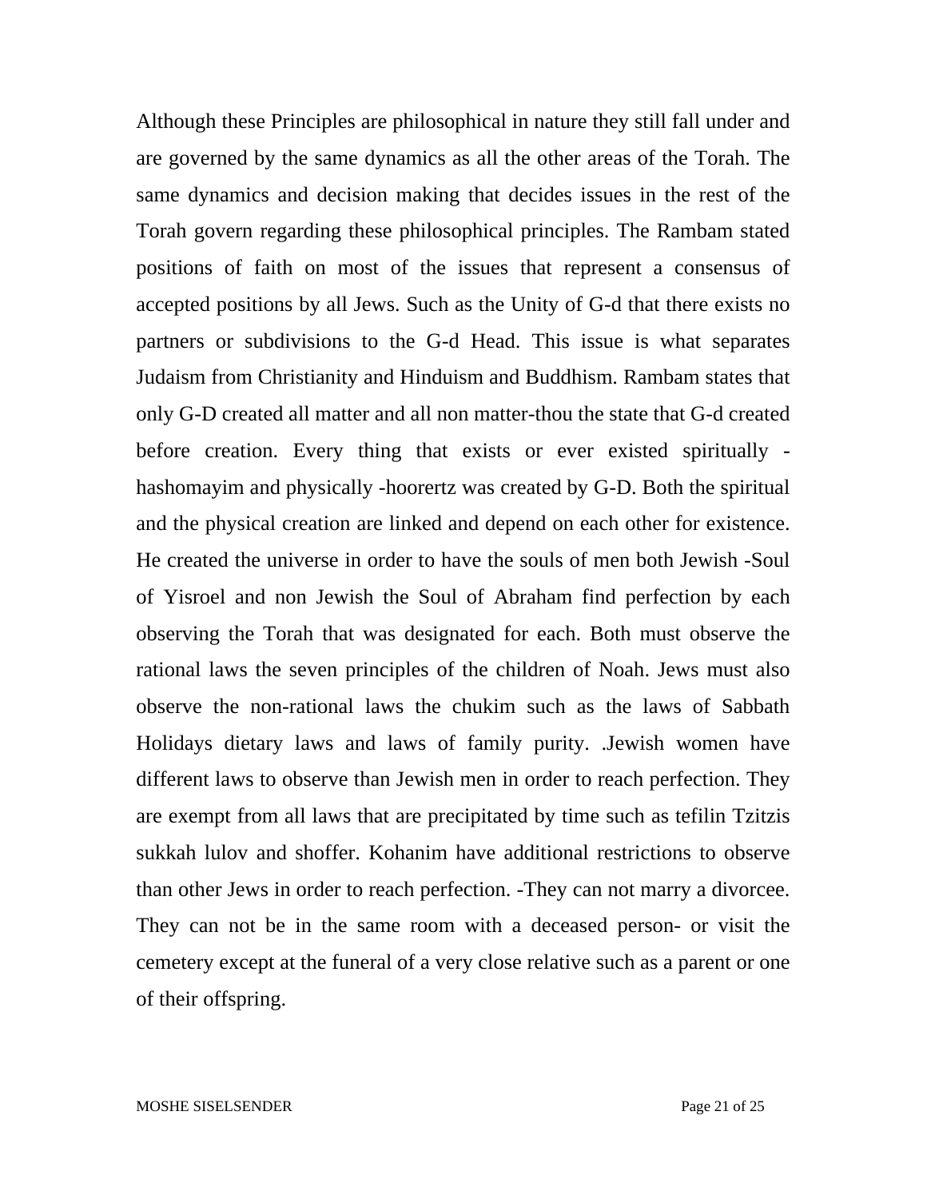Although these Principles are philosophical in nature they still fall under and are governed by the same dynamics as all the other areas of the Torah. The same dynamics and decision making that decides issues in the rest of the Torah govern regarding these philosophical principles. The Rambam stated positions of faith on most of the issues that represent a consensus of accepted positions by all Jews. Such as the Unity of G-d that there exists no partners or subdivisions to the G-d Head. This issue is what separates Judaism from Christianity and Hinduism and Buddhism. Rambam states that only G-D created all matter and all non matter-thou the state that G-d created before creation. Every thing that exists or ever existed spiritually -hashomayim and physically -hoorertz was created by G-D. Both the spiritual and the physical creation are linked and depend on each other for existence. He created the universe in order to have the souls of men both Jewish -Soul of Yisroel and non Jewish the Soul of Abraham find perfection by each observing the Torah that was designated for each. Both must observe the rational laws the seven principles of the children of Noah. Jews must also observe the non-rational laws the chukim such as the laws of Sabbath Holidays dietary laws and laws of family purity. .Jewish women have different laws to observe than Jewish men in order to reach perfection. They are exempt from all laws that are precipitated by time such as tefilin Tzitzis sukkah lulov and shoffer. Kohanim have additional restrictions to observe than other Jews in order to reach perfection. -They can not marry a divorcee. They can not be in the same room with a deceased person- or visit the cemetery except at the funeral of a very close relative such as a parent or one of their offspring.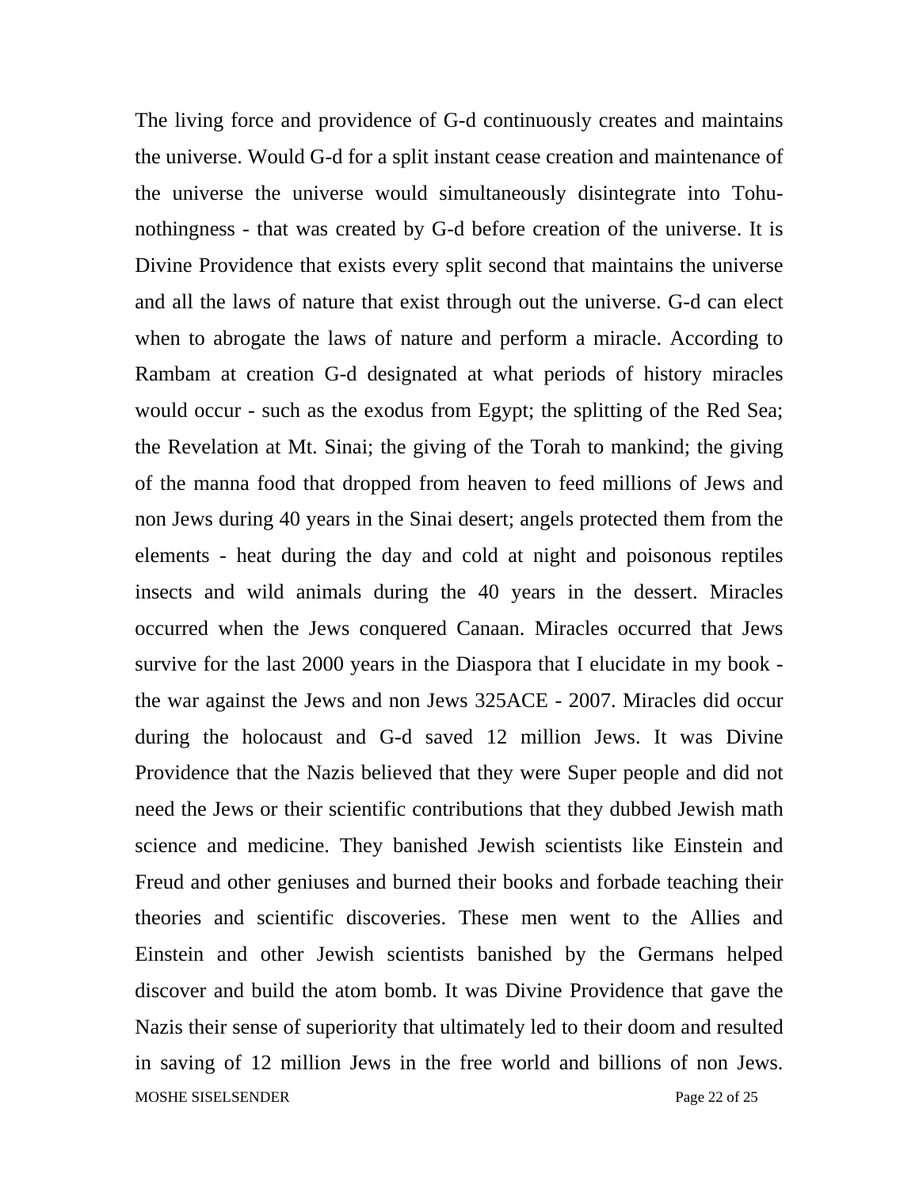The living force and providence of G-d continuously creates and maintains the universe. Would G-d for a split instant cease creation and maintenance of the universe the universe would simultaneously disintegrate into Tohu-nothingness - that was created by G-d before creation of the universe. It is Divine Providence that exists every split second that maintains the universe and all the laws of nature that exist through out the universe. G-d can elect when to abrogate the laws of nature and perform a miracle. According to Rambam at creation G-d designated at what periods of history miracles would occur - such as the exodus from Egypt; the splitting of the Red Sea; the Revelation at Mt. Sinai; the giving of the Torah to mankind; the giving of the manna food that dropped from heaven to feed millions of Jews and non Jews during 40 years in the Sinai desert; angels protected them from the elements - heat during the day and cold at night and poisonous reptiles insects and wild animals during the 40 years in the dessert. Miracles occurred when the Jews conquered Canaan. Miracles occurred that Jews survive for the last 2000 years in the Diaspora that I elucidate in my book - the war against the Jews and non Jews 325ACE - 2007. Miracles did occur during the holocaust and G-d saved 12 million Jews. It was Divine Providence that the Nazis believed that they were Super people and did not need the Jews or their scientific contributions that they dubbed Jewish math science and medicine. They banished Jewish scientists like Einstein and Freud and other geniuses and burned their books and forbade teaching their theories and scientific discoveries. These men went to the Allies and Einstein and other Jewish scientists banished by the Germans helped discover and build the atom bomb. It was Divine Providence that gave the Nazis their sense of superiority that ultimately led to their doom and resulted in saving of 12 million Jews in the free world and billions of non Jews.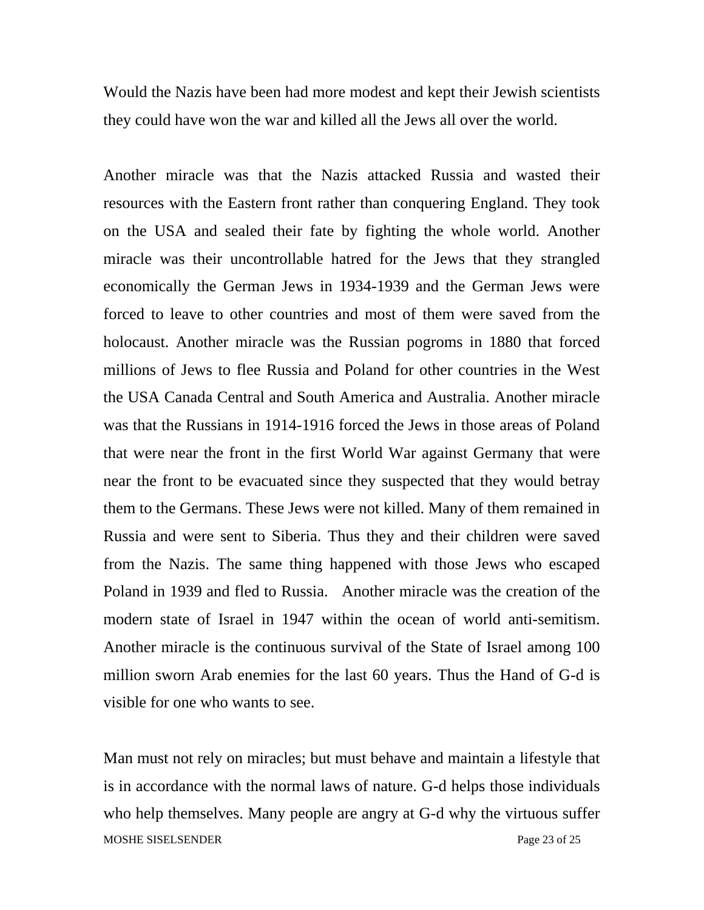Would the Nazis have been had more modest and kept their Jewish scientists they could have won the war and killed all the Jews all over the world.

Another miracle was that the Nazis attacked Russia and wasted their resources with the Eastern front rather than conquering England. They took on the USA and sealed their fate by fighting the whole world. Another miracle was their uncontrollable hatred for the Jews that they strangled economically the German Jews in 1934-1939 and the German Jews were forced to leave to other countries and most of them were saved from the holocaust. Another miracle was the Russian pogroms in 1880 that forced millions of Jews to flee Russia and Poland for other countries in the West the USA Canada Central and South America and Australia. Another miracle was that the Russians in 1914-1916 forced the Jews in those areas of Poland that were near the front in the first World War against Germany that were near the front to be evacuated since they suspected that they would betray them to the Germans. These Jews were not killed. Many of them remained in Russia and were sent to Siberia. Thus they and their children were saved from the Nazis. The same thing happened with those Jews who escaped Poland in 1939 and fled to Russia. Another miracle was the creation of the modern state of Israel in 1947 within the ocean of world anti-semitism. Another miracle is the continuous survival of the State of Israel among 100 million sworn Arab enemies for the last 60 years. Thus the Hand of G-d is visible for one who wants to see.

Man must not rely on miracles; but must behave and maintain a lifestyle that is in accordance with the normal laws of nature. G-d helps those individuals who help themselves. Many people are angry at G-d why the virtuous suffer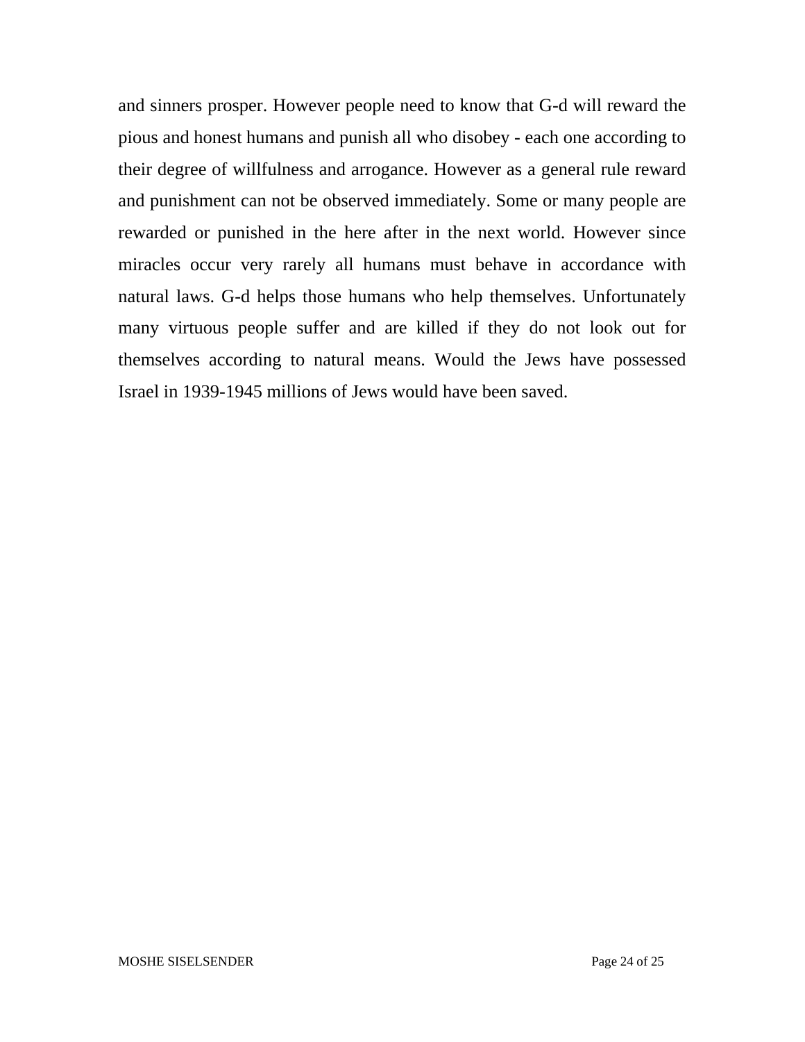and sinners prosper. However people need to know that G-d will reward the pious and honest humans and punish all who disobey - each one according to their degree of willfulness and arrogance. However as a general rule reward and punishment can not be observed immediately. Some or many people are rewarded or punished in the here after in the next world. However since miracles occur very rarely all humans must behave in accordance with natural laws. G-d helps those humans who help themselves. Unfortunately many virtuous people suffer and are killed if they do not look out for themselves according to natural means. Would the Jews have possessed Israel in 1939-1945 millions of Jews would have been saved.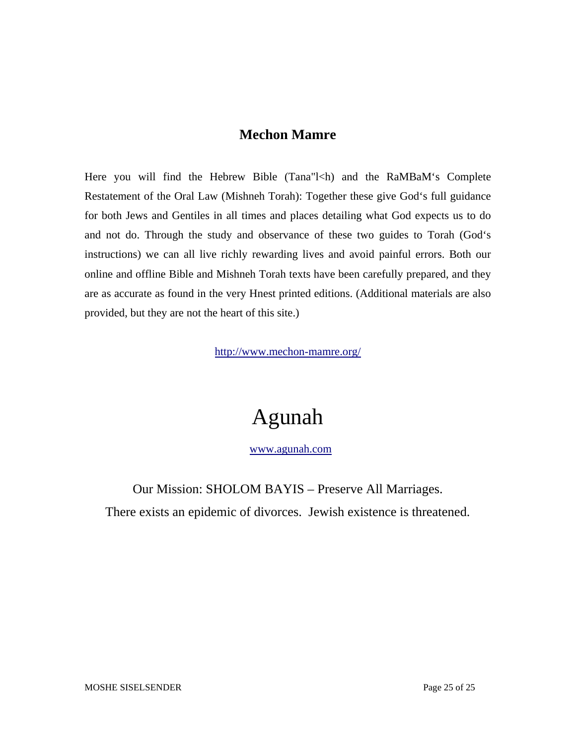## Mechon Mamre

Here you will find the Hebrew Bible (Tana"l<h) and the RaMBaM's Complete Restatement of the Oral Law (Mishneh Torah): Together these give God's full guidance for both Jews and Gentiles in all times and places detailing what God expects us to do and not do. Through the study and observance of these two guides to Torah (God's instructions) we can all live richly rewarding lives and avoid painful errors. Both our online and offline Bible and Mishneh Torah texts have been carefully prepared, and they are as accurate as found in the very Hnest printed editions. (Additional materials are also provided, but they are not the heart of this site.)

http://www.mechon-mamre.org/

# Agunah

www.agunah.com

Our Mission: SHOLOM BAYIS – Preserve All Marriages.

There exists an epidemic of divorces. Jewish existence is threatened.